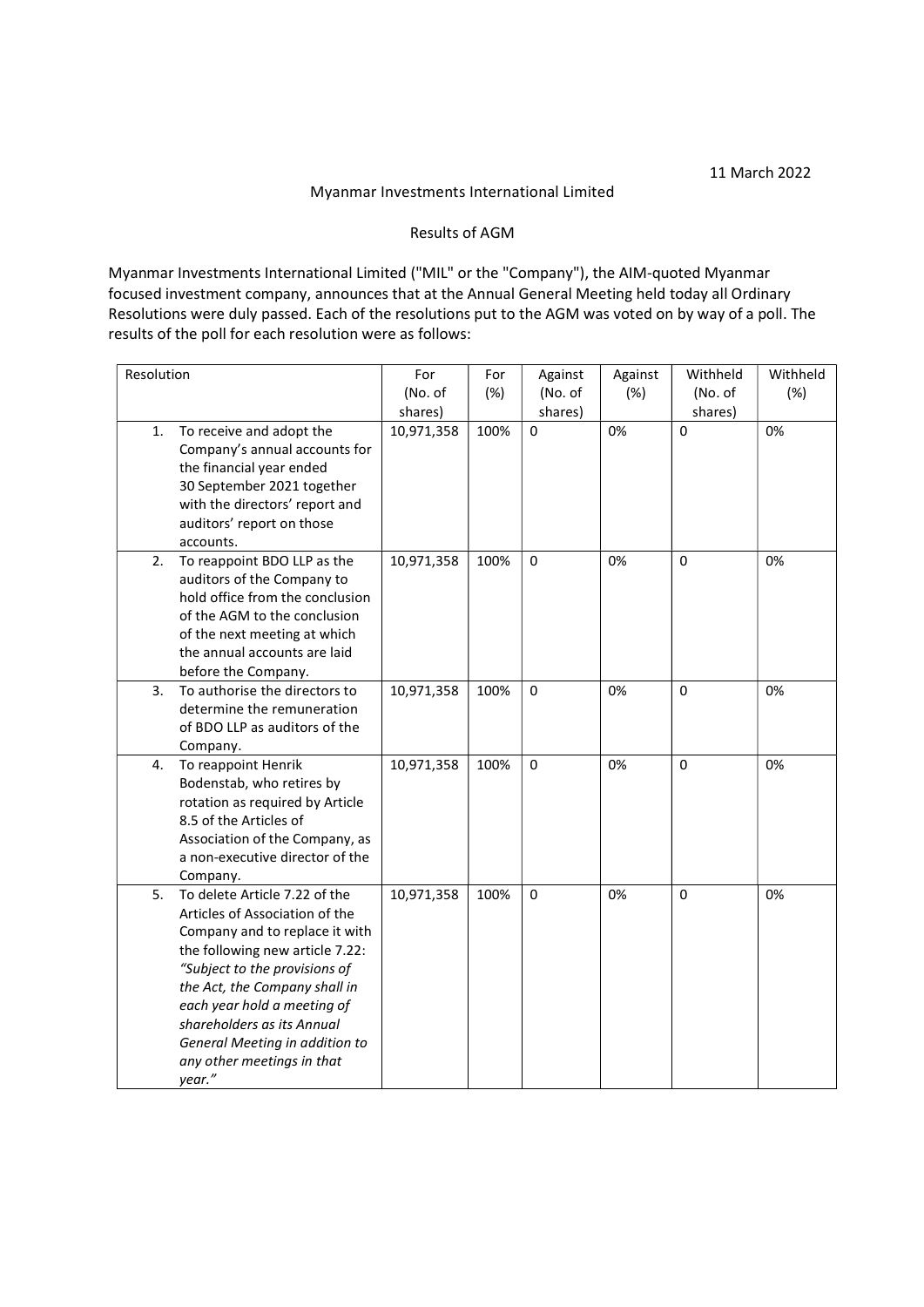11 March 2022

Myanmar Investments International Limited

Results of AGM

Myanmar Investments International Limited ("MIL" or the "Company"), the AIM-quoted Myanmar focused investment company, announces that at the Annual General Meeting held today all Ordinary Resolutions were duly passed. Each of the resolutions put to the AGM was voted on by way of a poll. The results of the poll for each resolution were as follows:

| Resolution | For (No. of shares) | For (%) | Against (No. of shares) | Against (%) | Withheld (No. of shares) | Withheld (%) |
|---|---|---|---|---|---|---|
| 1. To receive and adopt the Company's annual accounts for the financial year ended 30 September 2021 together with the directors' report and auditors' report on those accounts. | 10,971,358 | 100% | 0 | 0% | 0 | 0% |
| 2. To reappoint BDO LLP as the auditors of the Company to hold office from the conclusion of the AGM to the conclusion of the next meeting at which the annual accounts are laid before the Company. | 10,971,358 | 100% | 0 | 0% | 0 | 0% |
| 3. To authorise the directors to determine the remuneration of BDO LLP as auditors of the Company. | 10,971,358 | 100% | 0 | 0% | 0 | 0% |
| 4. To reappoint Henrik Bodenstab, who retires by rotation as required by Article 8.5 of the Articles of Association of the Company, as a non-executive director of the Company. | 10,971,358 | 100% | 0 | 0% | 0 | 0% |
| 5. To delete Article 7.22 of the Articles of Association of the Company and to replace it with the following new article 7.22: *"Subject to the provisions of the Act, the Company shall in each year hold a meeting of shareholders as its Annual General Meeting in addition to any other meetings in that year."* | 10,971,358 | 100% | 0 | 0% | 0 | 0% |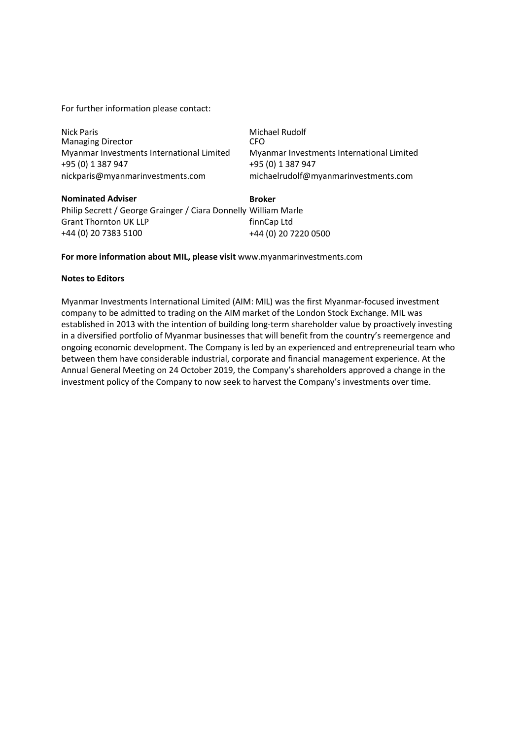For further information please contact:

Nick Paris
Managing Director
Myanmar Investments International Limited
+95 (0) 1 387 947
nickparis@myanmarinvestments.com

Michael Rudolf
CFO
Myanmar Investments International Limited
+95 (0) 1 387 947
michaelrudolf@myanmarinvestments.com

**Nominated Adviser**
Philip Secrett / George Grainger / Ciara Donnelly
Grant Thornton UK LLP
+44 (0) 20 7383 5100

**Broker**
William Marle
finnCap Ltd
+44 (0) 20 7220 0500

**For more information about MIL, please visit** www.myanmarinvestments.com

**Notes to Editors**

Myanmar Investments International Limited (AIM: MIL) was the first Myanmar-focused investment company to be admitted to trading on the AIM market of the London Stock Exchange. MIL was established in 2013 with the intention of building long-term shareholder value by proactively investing in a diversified portfolio of Myanmar businesses that will benefit from the country's reemergence and ongoing economic development. The Company is led by an experienced and entrepreneurial team who between them have considerable industrial, corporate and financial management experience. At the Annual General Meeting on 24 October 2019, the Company's shareholders approved a change in the investment policy of the Company to now seek to harvest the Company's investments over time.